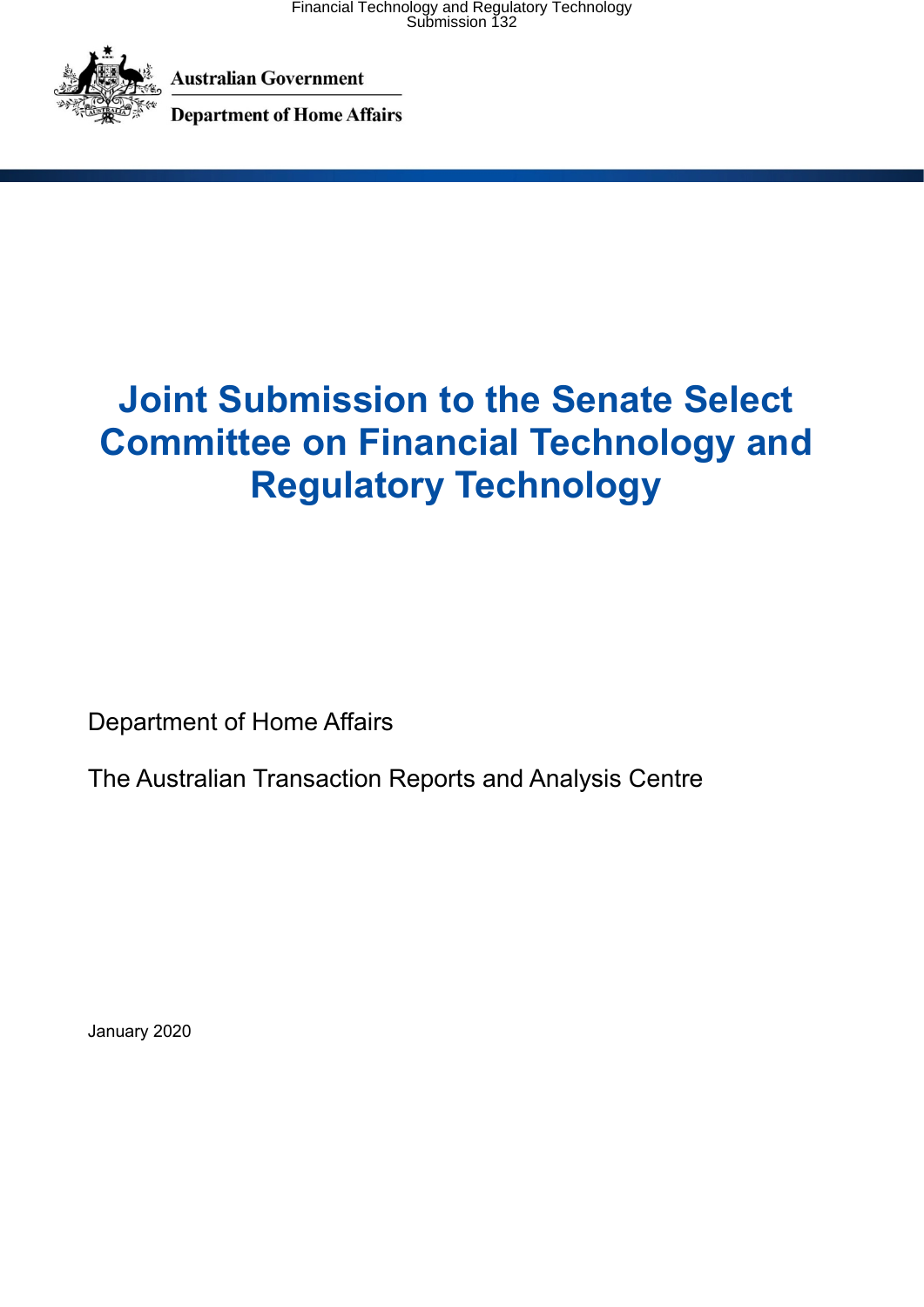Australian Government

Department of Home Affairs

# Joint Submission to the Senate Select Committee on Financial Technology and Regulatory Technology

Department of Home Affairs

The Australian Transaction Reports and Analysis Centre

January 2020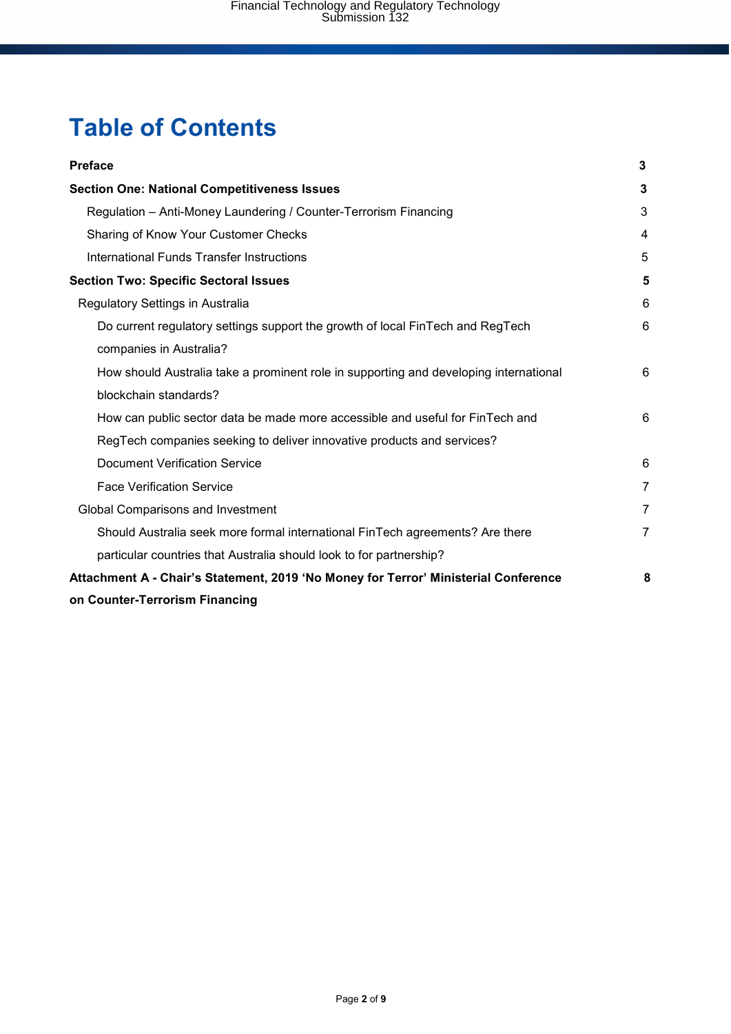# Table of Contents

| | |
|---|---|
| **Preface** | **3** |
| **Section One: National Competitiveness Issues** | **3** |
| Regulation – Anti-Money Laundering / Counter-Terrorism Financing | 3 |
| Sharing of Know Your Customer Checks | 4 |
| International Funds Transfer Instructions | 5 |
| **Section Two: Specific Sectoral Issues** | **5** |
| Regulatory Settings in Australia | 6 |
| Do current regulatory settings support the growth of local FinTech and RegTech companies in Australia? | 6 |
| How should Australia take a prominent role in supporting and developing international blockchain standards? | 6 |
| How can public sector data be made more accessible and useful for FinTech and RegTech companies seeking to deliver innovative products and services? | 6 |
| Document Verification Service | 6 |
| Face Verification Service | 7 |
| Global Comparisons and Investment | 7 |
| Should Australia seek more formal international FinTech agreements? Are there particular countries that Australia should look to for partnership? | 7 |
| **Attachment A - Chair's Statement, 2019 'No Money for Terror' Ministerial Conference on Counter-Terrorism Financing** | **8** |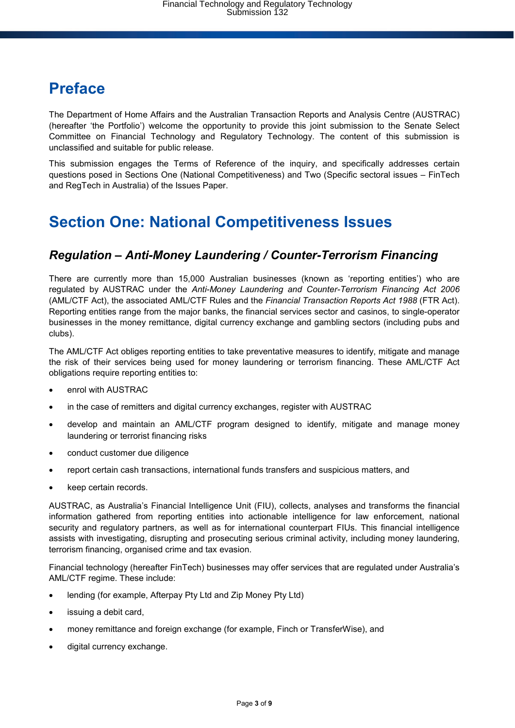# Preface

The Department of Home Affairs and the Australian Transaction Reports and Analysis Centre (AUSTRAC) (hereafter 'the Portfolio') welcome the opportunity to provide this joint submission to the Senate Select Committee on Financial Technology and Regulatory Technology. The content of this submission is unclassified and suitable for public release.

This submission engages the Terms of Reference of the inquiry, and specifically addresses certain questions posed in Sections One (National Competitiveness) and Two (Specific sectoral issues – FinTech and RegTech in Australia) of the Issues Paper.

# Section One: National Competitiveness Issues

## *Regulation – Anti-Money Laundering / Counter-Terrorism Financing*

There are currently more than 15,000 Australian businesses (known as 'reporting entities') who are regulated by AUSTRAC under the *Anti-Money Laundering and Counter-Terrorism Financing Act 2006* (AML/CTF Act), the associated AML/CTF Rules and the *Financial Transaction Reports Act 1988* (FTR Act). Reporting entities range from the major banks, the financial services sector and casinos, to single-operator businesses in the money remittance, digital currency exchange and gambling sectors (including pubs and clubs).

The AML/CTF Act obliges reporting entities to take preventative measures to identify, mitigate and manage the risk of their services being used for money laundering or terrorism financing. These AML/CTF Act obligations require reporting entities to:

- enrol with AUSTRAC
- in the case of remitters and digital currency exchanges, register with AUSTRAC
- develop and maintain an AML/CTF program designed to identify, mitigate and manage money laundering or terrorist financing risks
- conduct customer due diligence
- report certain cash transactions, international funds transfers and suspicious matters, and
- keep certain records.

AUSTRAC, as Australia's Financial Intelligence Unit (FIU), collects, analyses and transforms the financial information gathered from reporting entities into actionable intelligence for law enforcement, national security and regulatory partners, as well as for international counterpart FIUs. This financial intelligence assists with investigating, disrupting and prosecuting serious criminal activity, including money laundering, terrorism financing, organised crime and tax evasion.

Financial technology (hereafter FinTech) businesses may offer services that are regulated under Australia's AML/CTF regime. These include:

- lending (for example, Afterpay Pty Ltd and Zip Money Pty Ltd)
- issuing a debit card,
- money remittance and foreign exchange (for example, Finch or TransferWise), and
- digital currency exchange.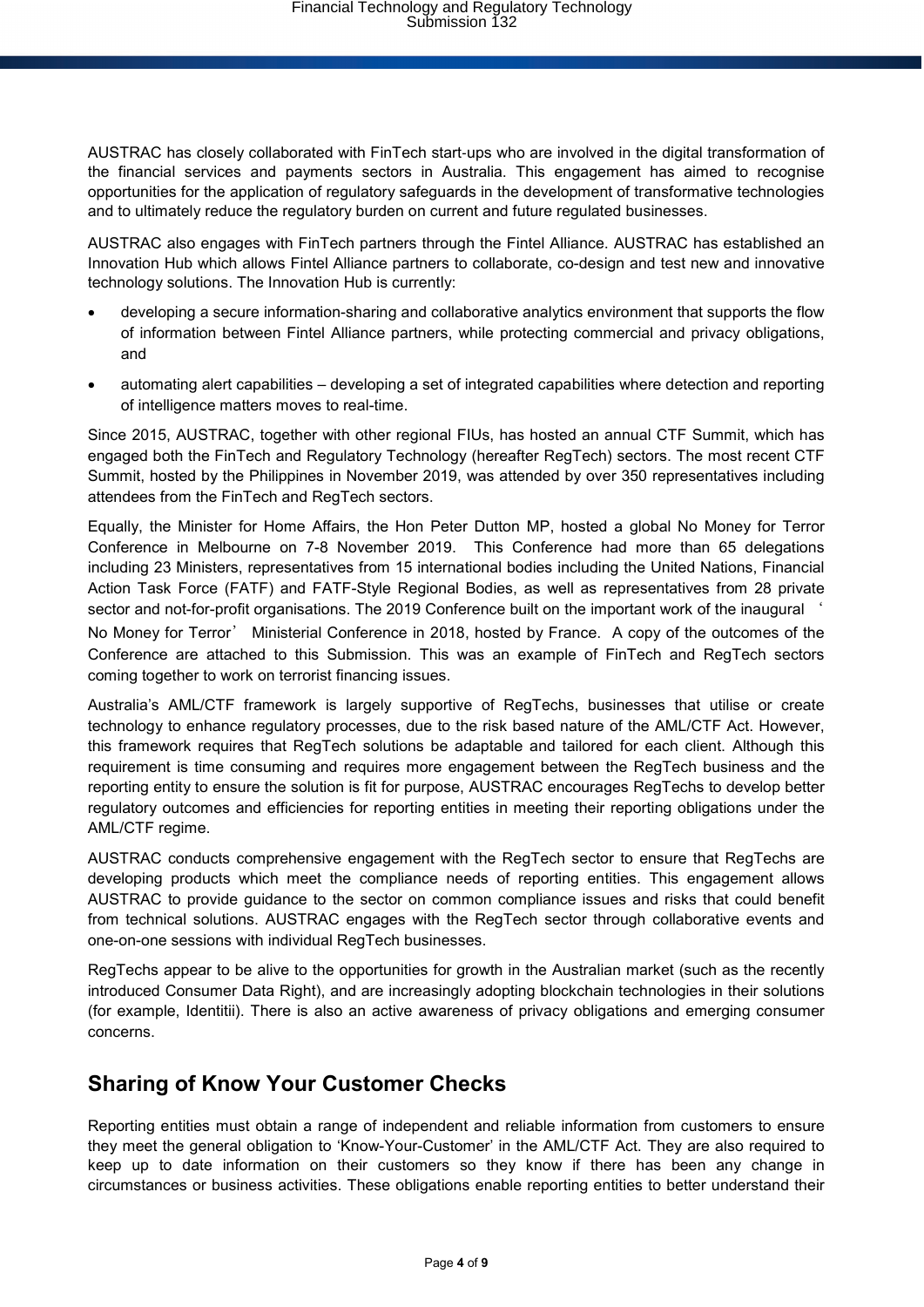AUSTRAC has closely collaborated with FinTech start-ups who are involved in the digital transformation of the financial services and payments sectors in Australia. This engagement has aimed to recognise opportunities for the application of regulatory safeguards in the development of transformative technologies and to ultimately reduce the regulatory burden on current and future regulated businesses.

AUSTRAC also engages with FinTech partners through the Fintel Alliance. AUSTRAC has established an Innovation Hub which allows Fintel Alliance partners to collaborate, co-design and test new and innovative technology solutions. The Innovation Hub is currently:

- developing a secure information-sharing and collaborative analytics environment that supports the flow of information between Fintel Alliance partners, while protecting commercial and privacy obligations, and
- automating alert capabilities – developing a set of integrated capabilities where detection and reporting of intelligence matters moves to real-time.

Since 2015, AUSTRAC, together with other regional FIUs, has hosted an annual CTF Summit, which has engaged both the FinTech and Regulatory Technology (hereafter RegTech) sectors. The most recent CTF Summit, hosted by the Philippines in November 2019, was attended by over 350 representatives including attendees from the FinTech and RegTech sectors.

Equally, the Minister for Home Affairs, the Hon Peter Dutton MP, hosted a global No Money for Terror Conference in Melbourne on 7-8 November 2019. This Conference had more than 65 delegations including 23 Ministers, representatives from 15 international bodies including the United Nations, Financial Action Task Force (FATF) and FATF-Style Regional Bodies, as well as representatives from 28 private sector and not-for-profit organisations. The 2019 Conference built on the important work of the inaugural 'No Money for Terror' Ministerial Conference in 2018, hosted by France. A copy of the outcomes of the Conference are attached to this Submission. This was an example of FinTech and RegTech sectors coming together to work on terrorist financing issues.

Australia's AML/CTF framework is largely supportive of RegTechs, businesses that utilise or create technology to enhance regulatory processes, due to the risk based nature of the AML/CTF Act. However, this framework requires that RegTech solutions be adaptable and tailored for each client. Although this requirement is time consuming and requires more engagement between the RegTech business and the reporting entity to ensure the solution is fit for purpose, AUSTRAC encourages RegTechs to develop better regulatory outcomes and efficiencies for reporting entities in meeting their reporting obligations under the AML/CTF regime.

AUSTRAC conducts comprehensive engagement with the RegTech sector to ensure that RegTechs are developing products which meet the compliance needs of reporting entities. This engagement allows AUSTRAC to provide guidance to the sector on common compliance issues and risks that could benefit from technical solutions. AUSTRAC engages with the RegTech sector through collaborative events and one-on-one sessions with individual RegTech businesses.

RegTechs appear to be alive to the opportunities for growth in the Australian market (such as the recently introduced Consumer Data Right), and are increasingly adopting blockchain technologies in their solutions (for example, Identitii). There is also an active awareness of privacy obligations and emerging consumer concerns.

## Sharing of Know Your Customer Checks

Reporting entities must obtain a range of independent and reliable information from customers to ensure they meet the general obligation to 'Know-Your-Customer' in the AML/CTF Act. They are also required to keep up to date information on their customers so they know if there has been any change in circumstances or business activities. These obligations enable reporting entities to better understand their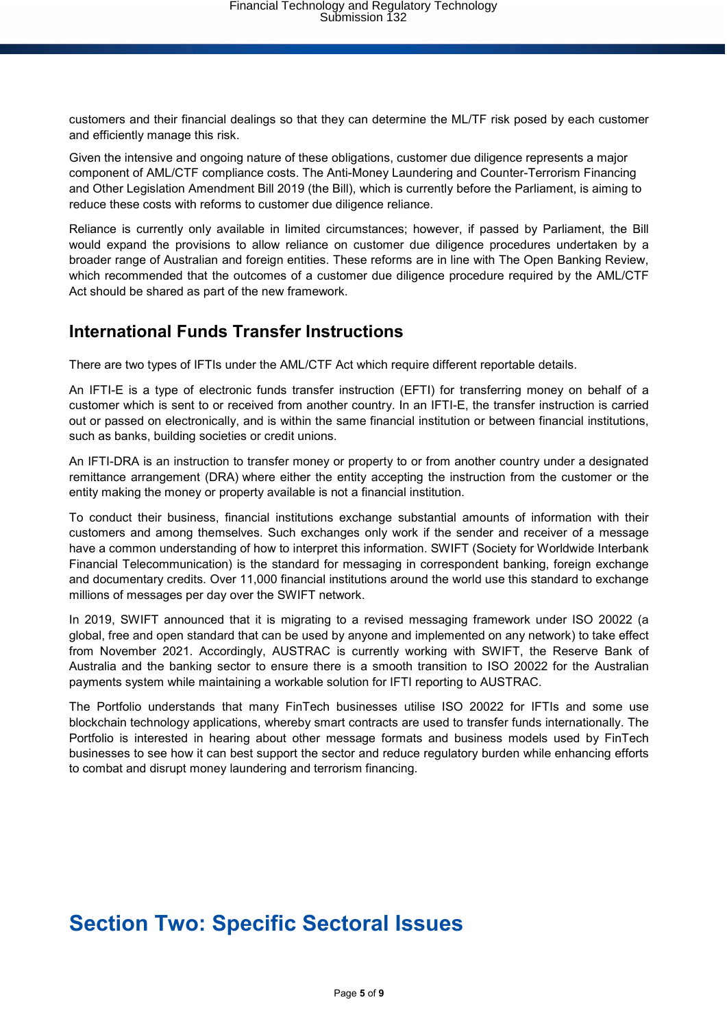customers and their financial dealings so that they can determine the ML/TF risk posed by each customer and efficiently manage this risk.

Given the intensive and ongoing nature of these obligations, customer due diligence represents a major component of AML/CTF compliance costs. The Anti-Money Laundering and Counter-Terrorism Financing and Other Legislation Amendment Bill 2019 (the Bill), which is currently before the Parliament, is aiming to reduce these costs with reforms to customer due diligence reliance.

Reliance is currently only available in limited circumstances; however, if passed by Parliament, the Bill would expand the provisions to allow reliance on customer due diligence procedures undertaken by a broader range of Australian and foreign entities. These reforms are in line with The Open Banking Review, which recommended that the outcomes of a customer due diligence procedure required by the AML/CTF Act should be shared as part of the new framework.

## International Funds Transfer Instructions

There are two types of IFTIs under the AML/CTF Act which require different reportable details.

An IFTI-E is a type of electronic funds transfer instruction (EFTI) for transferring money on behalf of a customer which is sent to or received from another country. In an IFTI-E, the transfer instruction is carried out or passed on electronically, and is within the same financial institution or between financial institutions, such as banks, building societies or credit unions.

An IFTI-DRA is an instruction to transfer money or property to or from another country under a designated remittance arrangement (DRA) where either the entity accepting the instruction from the customer or the entity making the money or property available is not a financial institution.

To conduct their business, financial institutions exchange substantial amounts of information with their customers and among themselves. Such exchanges only work if the sender and receiver of a message have a common understanding of how to interpret this information. SWIFT (Society for Worldwide Interbank Financial Telecommunication) is the standard for messaging in correspondent banking, foreign exchange and documentary credits. Over 11,000 financial institutions around the world use this standard to exchange millions of messages per day over the SWIFT network.

In 2019, SWIFT announced that it is migrating to a revised messaging framework under ISO 20022 (a global, free and open standard that can be used by anyone and implemented on any network) to take effect from November 2021. Accordingly, AUSTRAC is currently working with SWIFT, the Reserve Bank of Australia and the banking sector to ensure there is a smooth transition to ISO 20022 for the Australian payments system while maintaining a workable solution for IFTI reporting to AUSTRAC.

The Portfolio understands that many FinTech businesses utilise ISO 20022 for IFTIs and some use blockchain technology applications, whereby smart contracts are used to transfer funds internationally. The Portfolio is interested in hearing about other message formats and business models used by FinTech businesses to see how it can best support the sector and reduce regulatory burden while enhancing efforts to combat and disrupt money laundering and terrorism financing.

# Section Two: Specific Sectoral Issues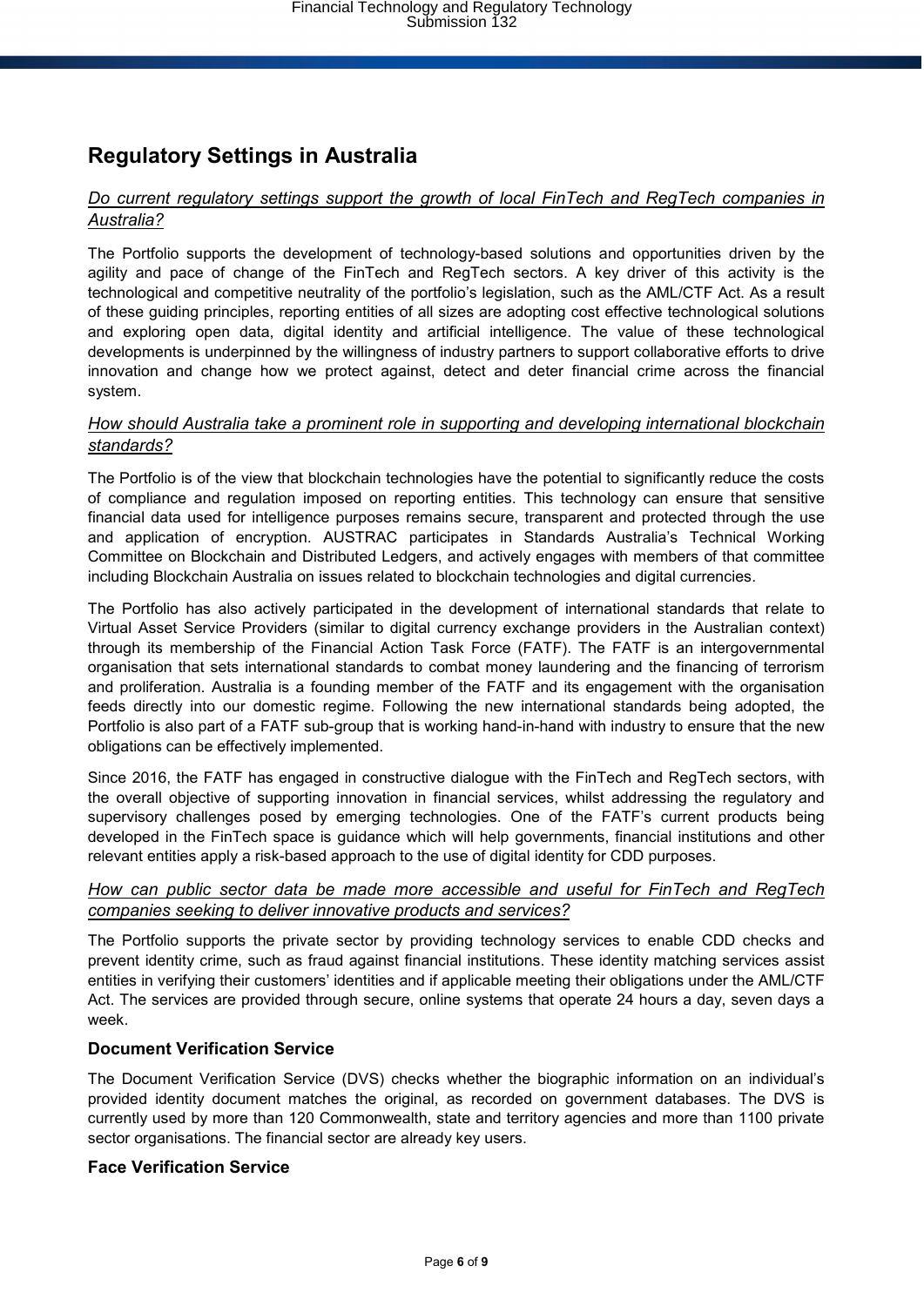## Regulatory Settings in Australia

*Do current regulatory settings support the growth of local FinTech and RegTech companies in Australia?*

The Portfolio supports the development of technology-based solutions and opportunities driven by the agility and pace of change of the FinTech and RegTech sectors. A key driver of this activity is the technological and competitive neutrality of the portfolio's legislation, such as the AML/CTF Act. As a result of these guiding principles, reporting entities of all sizes are adopting cost effective technological solutions and exploring open data, digital identity and artificial intelligence. The value of these technological developments is underpinned by the willingness of industry partners to support collaborative efforts to drive innovation and change how we protect against, detect and deter financial crime across the financial system.

*How should Australia take a prominent role in supporting and developing international blockchain standards?*

The Portfolio is of the view that blockchain technologies have the potential to significantly reduce the costs of compliance and regulation imposed on reporting entities. This technology can ensure that sensitive financial data used for intelligence purposes remains secure, transparent and protected through the use and application of encryption. AUSTRAC participates in Standards Australia's Technical Working Committee on Blockchain and Distributed Ledgers, and actively engages with members of that committee including Blockchain Australia on issues related to blockchain technologies and digital currencies.

The Portfolio has also actively participated in the development of international standards that relate to Virtual Asset Service Providers (similar to digital currency exchange providers in the Australian context) through its membership of the Financial Action Task Force (FATF). The FATF is an intergovernmental organisation that sets international standards to combat money laundering and the financing of terrorism and proliferation. Australia is a founding member of the FATF and its engagement with the organisation feeds directly into our domestic regime. Following the new international standards being adopted, the Portfolio is also part of a FATF sub-group that is working hand-in-hand with industry to ensure that the new obligations can be effectively implemented.

Since 2016, the FATF has engaged in constructive dialogue with the FinTech and RegTech sectors, with the overall objective of supporting innovation in financial services, whilst addressing the regulatory and supervisory challenges posed by emerging technologies. One of the FATF's current products being developed in the FinTech space is guidance which will help governments, financial institutions and other relevant entities apply a risk-based approach to the use of digital identity for CDD purposes.

*How can public sector data be made more accessible and useful for FinTech and RegTech companies seeking to deliver innovative products and services?*

The Portfolio supports the private sector by providing technology services to enable CDD checks and prevent identity crime, such as fraud against financial institutions. These identity matching services assist entities in verifying their customers' identities and if applicable meeting their obligations under the AML/CTF Act. The services are provided through secure, online systems that operate 24 hours a day, seven days a week.

### Document Verification Service

The Document Verification Service (DVS) checks whether the biographic information on an individual's provided identity document matches the original, as recorded on government databases. The DVS is currently used by more than 120 Commonwealth, state and territory agencies and more than 1100 private sector organisations. The financial sector are already key users.

### Face Verification Service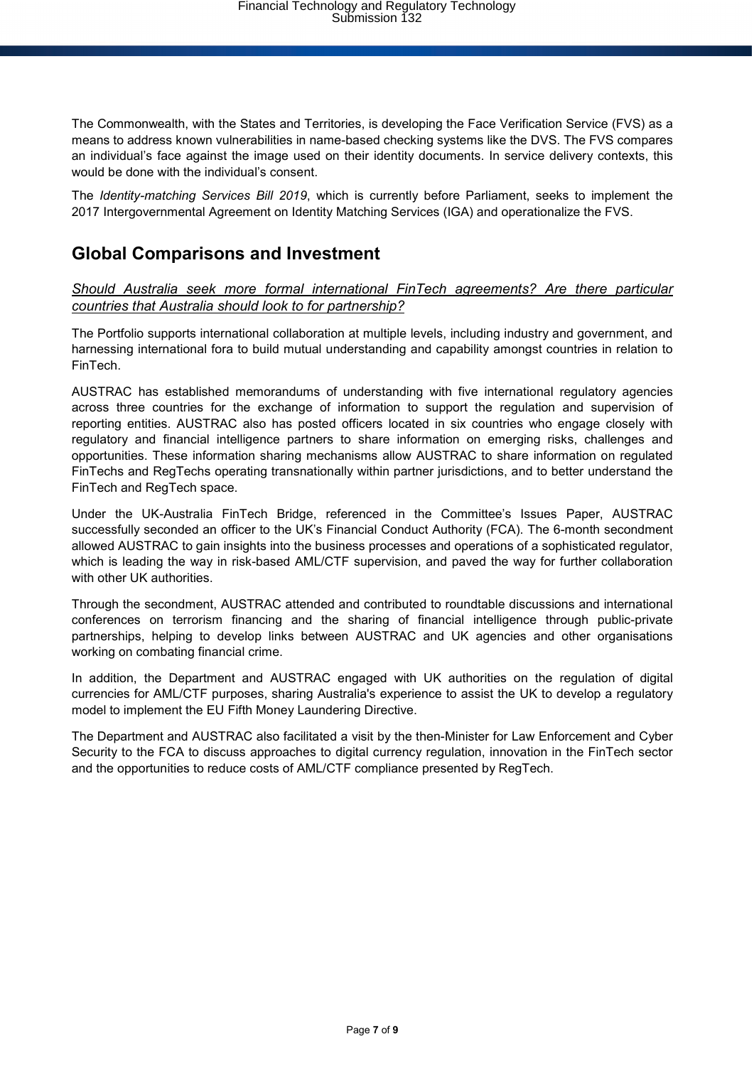The Commonwealth, with the States and Territories, is developing the Face Verification Service (FVS) as a means to address known vulnerabilities in name-based checking systems like the DVS. The FVS compares an individual's face against the image used on their identity documents. In service delivery contexts, this would be done with the individual's consent.

The *Identity-matching Services Bill 2019*, which is currently before Parliament, seeks to implement the 2017 Intergovernmental Agreement on Identity Matching Services (IGA) and operationalize the FVS.

## Global Comparisons and Investment

*Should Australia seek more formal international FinTech agreements? Are there particular countries that Australia should look to for partnership?*

The Portfolio supports international collaboration at multiple levels, including industry and government, and harnessing international fora to build mutual understanding and capability amongst countries in relation to FinTech.

AUSTRAC has established memorandums of understanding with five international regulatory agencies across three countries for the exchange of information to support the regulation and supervision of reporting entities. AUSTRAC also has posted officers located in six countries who engage closely with regulatory and financial intelligence partners to share information on emerging risks, challenges and opportunities. These information sharing mechanisms allow AUSTRAC to share information on regulated FinTechs and RegTechs operating transnationally within partner jurisdictions, and to better understand the FinTech and RegTech space.

Under the UK-Australia FinTech Bridge, referenced in the Committee's Issues Paper, AUSTRAC successfully seconded an officer to the UK's Financial Conduct Authority (FCA). The 6-month secondment allowed AUSTRAC to gain insights into the business processes and operations of a sophisticated regulator, which is leading the way in risk-based AML/CTF supervision, and paved the way for further collaboration with other UK authorities.

Through the secondment, AUSTRAC attended and contributed to roundtable discussions and international conferences on terrorism financing and the sharing of financial intelligence through public-private partnerships, helping to develop links between AUSTRAC and UK agencies and other organisations working on combating financial crime.

In addition, the Department and AUSTRAC engaged with UK authorities on the regulation of digital currencies for AML/CTF purposes, sharing Australia's experience to assist the UK to develop a regulatory model to implement the EU Fifth Money Laundering Directive.

The Department and AUSTRAC also facilitated a visit by the then-Minister for Law Enforcement and Cyber Security to the FCA to discuss approaches to digital currency regulation, innovation in the FinTech sector and the opportunities to reduce costs of AML/CTF compliance presented by RegTech.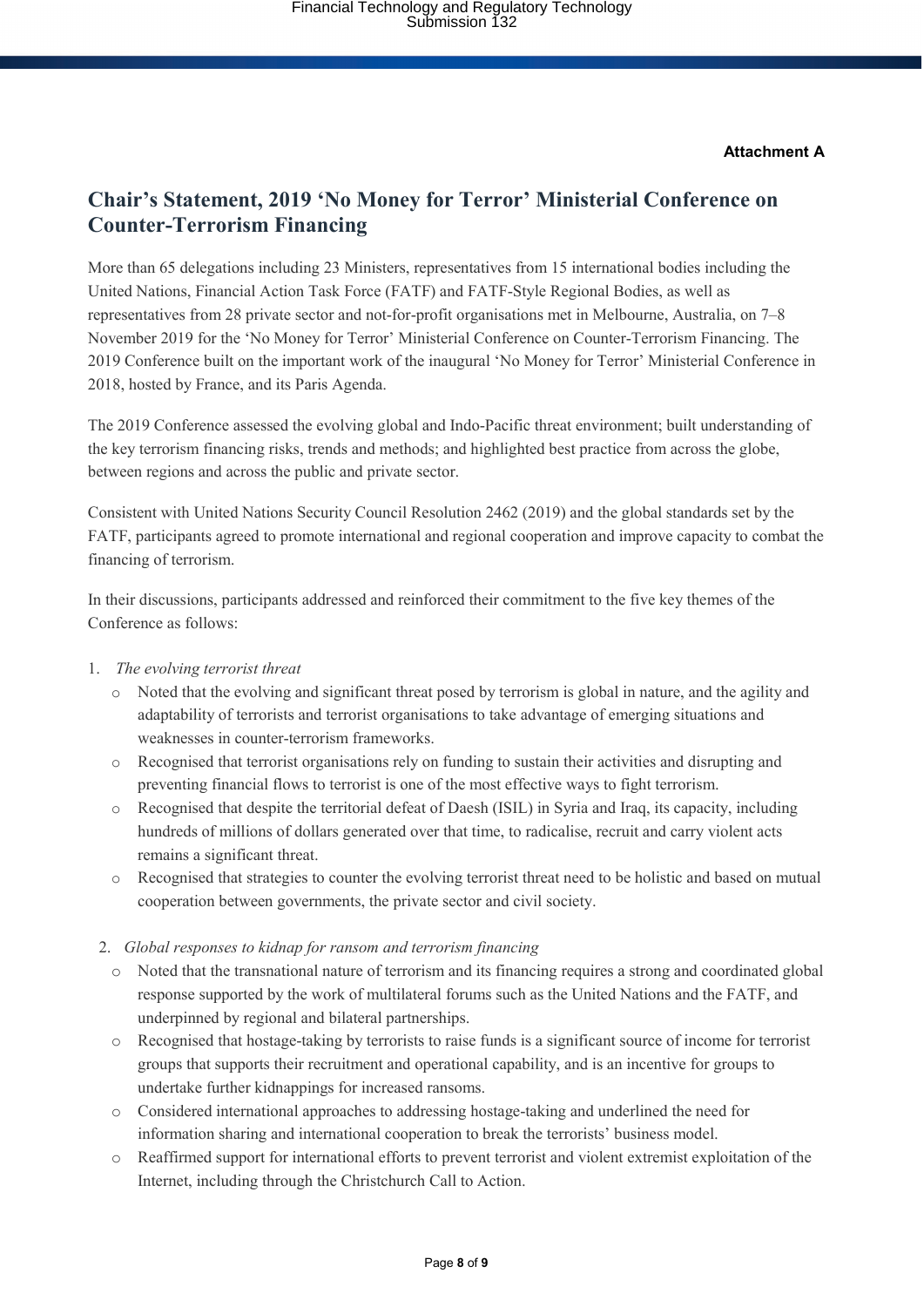**Attachment A**

## Chair's Statement, 2019 'No Money for Terror' Ministerial Conference on Counter-Terrorism Financing

More than 65 delegations including 23 Ministers, representatives from 15 international bodies including the United Nations, Financial Action Task Force (FATF) and FATF-Style Regional Bodies, as well as representatives from 28 private sector and not-for-profit organisations met in Melbourne, Australia, on 7–8 November 2019 for the 'No Money for Terror' Ministerial Conference on Counter-Terrorism Financing. The 2019 Conference built on the important work of the inaugural 'No Money for Terror' Ministerial Conference in 2018, hosted by France, and its Paris Agenda.

The 2019 Conference assessed the evolving global and Indo-Pacific threat environment; built understanding of the key terrorism financing risks, trends and methods; and highlighted best practice from across the globe, between regions and across the public and private sector.

Consistent with United Nations Security Council Resolution 2462 (2019) and the global standards set by the FATF, participants agreed to promote international and regional cooperation and improve capacity to combat the financing of terrorism.

In their discussions, participants addressed and reinforced their commitment to the five key themes of the Conference as follows:

1. *The evolving terrorist threat*
   - Noted that the evolving and significant threat posed by terrorism is global in nature, and the agility and adaptability of terrorists and terrorist organisations to take advantage of emerging situations and weaknesses in counter-terrorism frameworks.
   - Recognised that terrorist organisations rely on funding to sustain their activities and disrupting and preventing financial flows to terrorist is one of the most effective ways to fight terrorism.
   - Recognised that despite the territorial defeat of Daesh (ISIL) in Syria and Iraq, its capacity, including hundreds of millions of dollars generated over that time, to radicalise, recruit and carry violent acts remains a significant threat.
   - Recognised that strategies to counter the evolving terrorist threat need to be holistic and based on mutual cooperation between governments, the private sector and civil society.

2. *Global responses to kidnap for ransom and terrorism financing*
   - Noted that the transnational nature of terrorism and its financing requires a strong and coordinated global response supported by the work of multilateral forums such as the United Nations and the FATF, and underpinned by regional and bilateral partnerships.
   - Recognised that hostage-taking by terrorists to raise funds is a significant source of income for terrorist groups that supports their recruitment and operational capability, and is an incentive for groups to undertake further kidnappings for increased ransoms.
   - Considered international approaches to addressing hostage-taking and underlined the need for information sharing and international cooperation to break the terrorists' business model.
   - Reaffirmed support for international efforts to prevent terrorist and violent extremist exploitation of the Internet, including through the Christchurch Call to Action.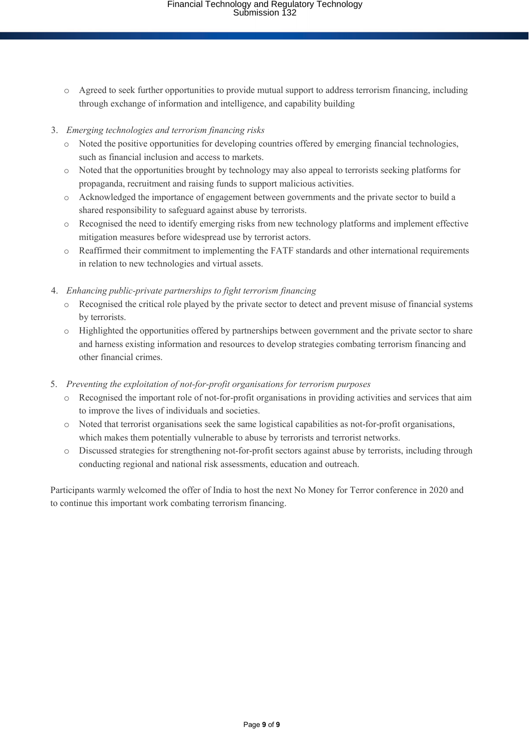- Agreed to seek further opportunities to provide mutual support to address terrorism financing, including through exchange of information and intelligence, and capability building

3. *Emerging technologies and terrorism financing risks*
   - Noted the positive opportunities for developing countries offered by emerging financial technologies, such as financial inclusion and access to markets.
   - Noted that the opportunities brought by technology may also appeal to terrorists seeking platforms for propaganda, recruitment and raising funds to support malicious activities.
   - Acknowledged the importance of engagement between governments and the private sector to build a shared responsibility to safeguard against abuse by terrorists.
   - Recognised the need to identify emerging risks from new technology platforms and implement effective mitigation measures before widespread use by terrorist actors.
   - Reaffirmed their commitment to implementing the FATF standards and other international requirements in relation to new technologies and virtual assets.

4. *Enhancing public-private partnerships to fight terrorism financing*
   - Recognised the critical role played by the private sector to detect and prevent misuse of financial systems by terrorists.
   - Highlighted the opportunities offered by partnerships between government and the private sector to share and harness existing information and resources to develop strategies combating terrorism financing and other financial crimes.

5. *Preventing the exploitation of not-for-profit organisations for terrorism purposes*
   - Recognised the important role of not-for-profit organisations in providing activities and services that aim to improve the lives of individuals and societies.
   - Noted that terrorist organisations seek the same logistical capabilities as not-for-profit organisations, which makes them potentially vulnerable to abuse by terrorists and terrorist networks.
   - Discussed strategies for strengthening not-for-profit sectors against abuse by terrorists, including through conducting regional and national risk assessments, education and outreach.

Participants warmly welcomed the offer of India to host the next No Money for Terror conference in 2020 and to continue this important work combating terrorism financing.